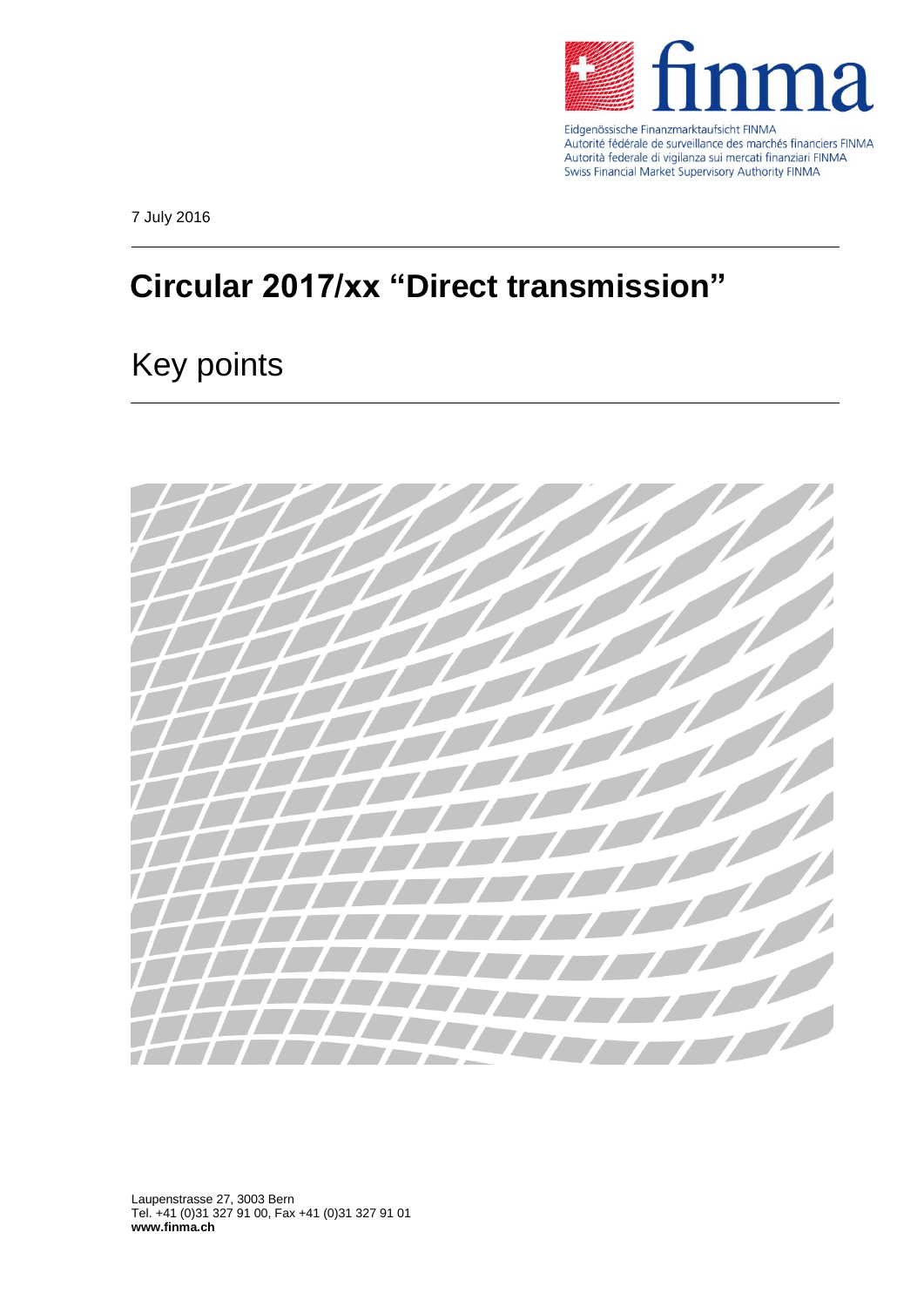Eidgenössische Finanzmarktaufsicht FINMA
Autorité fédérale de surveillance des marchés financiers FINMA
Autorità federale di vigilanza sui mercati finanziari FINMA
Swiss Financial Market Supervisory Authority FINMA

7 July 2016

# Circular 2017/xx "Direct transmission"

## Key points

Laupenstrasse 27, 3003 Bern
Tel. +41 (0)31 327 91 00, Fax +41 (0)31 327 91 01
**www.finma.ch**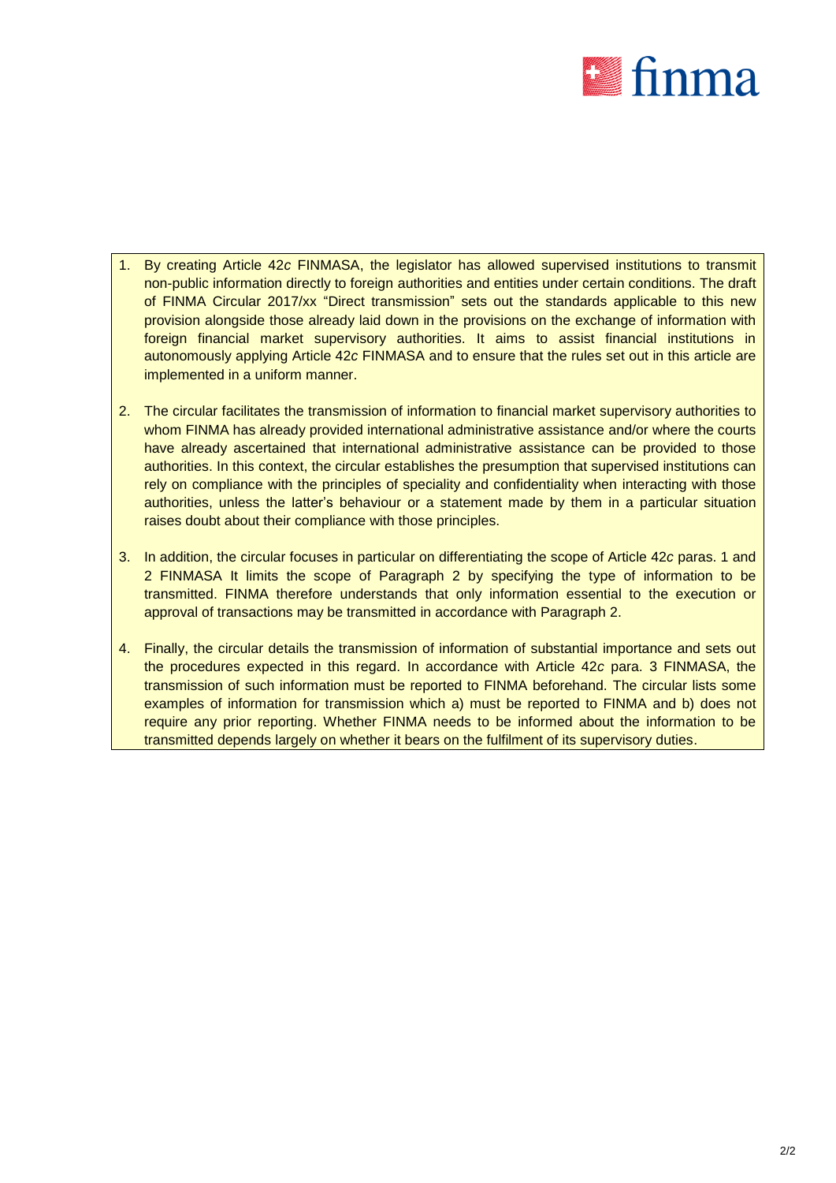1. By creating Article 42*c* FINMASA, the legislator has allowed supervised institutions to transmit non-public information directly to foreign authorities and entities under certain conditions. The draft of FINMA Circular 2017/xx "Direct transmission" sets out the standards applicable to this new provision alongside those already laid down in the provisions on the exchange of information with foreign financial market supervisory authorities. It aims to assist financial institutions in autonomously applying Article 42*c* FINMASA and to ensure that the rules set out in this article are implemented in a uniform manner.

2. The circular facilitates the transmission of information to financial market supervisory authorities to whom FINMA has already provided international administrative assistance and/or where the courts have already ascertained that international administrative assistance can be provided to those authorities. In this context, the circular establishes the presumption that supervised institutions can rely on compliance with the principles of speciality and confidentiality when interacting with those authorities, unless the latter's behaviour or a statement made by them in a particular situation raises doubt about their compliance with those principles.

3. In addition, the circular focuses in particular on differentiating the scope of Article 42*c* paras. 1 and 2 FINMASA It limits the scope of Paragraph 2 by specifying the type of information to be transmitted. FINMA therefore understands that only information essential to the execution or approval of transactions may be transmitted in accordance with Paragraph 2.

4. Finally, the circular details the transmission of information of substantial importance and sets out the procedures expected in this regard. In accordance with Article 42*c* para. 3 FINMASA, the transmission of such information must be reported to FINMA beforehand. The circular lists some examples of information for transmission which a) must be reported to FINMA and b) does not require any prior reporting. Whether FINMA needs to be informed about the information to be transmitted depends largely on whether it bears on the fulfilment of its supervisory duties.